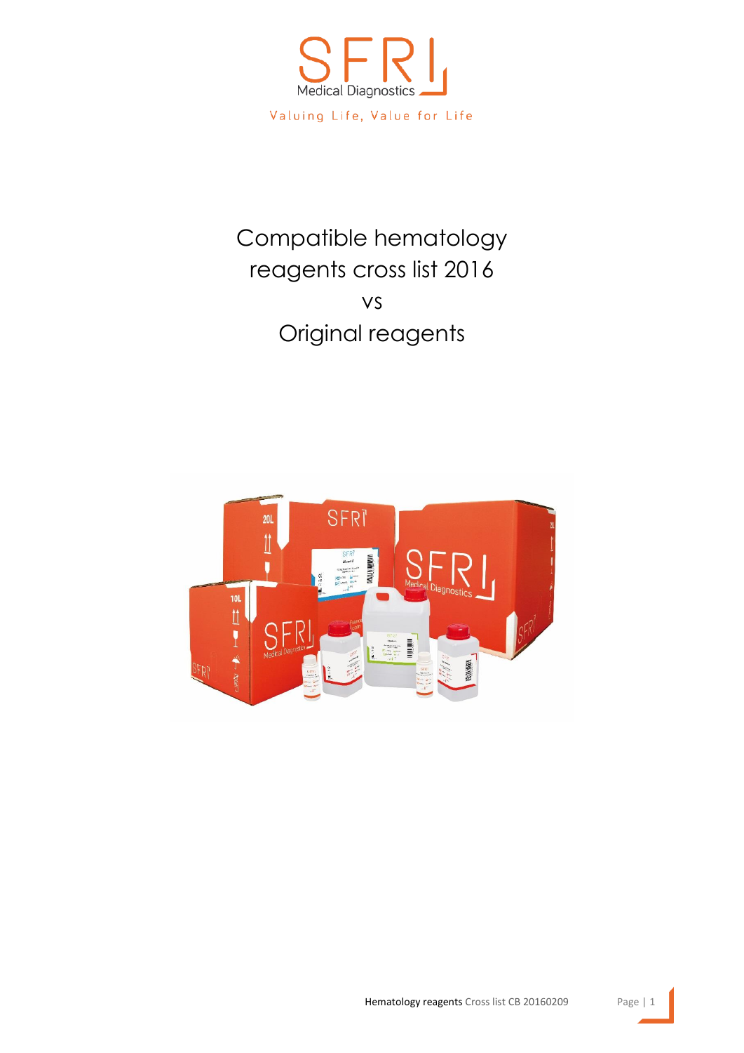SFRI

Medical Diagnostics

Valuing Life, Value for Life

# Compatible hematology reagents cross list 2016

vs

# Original reagents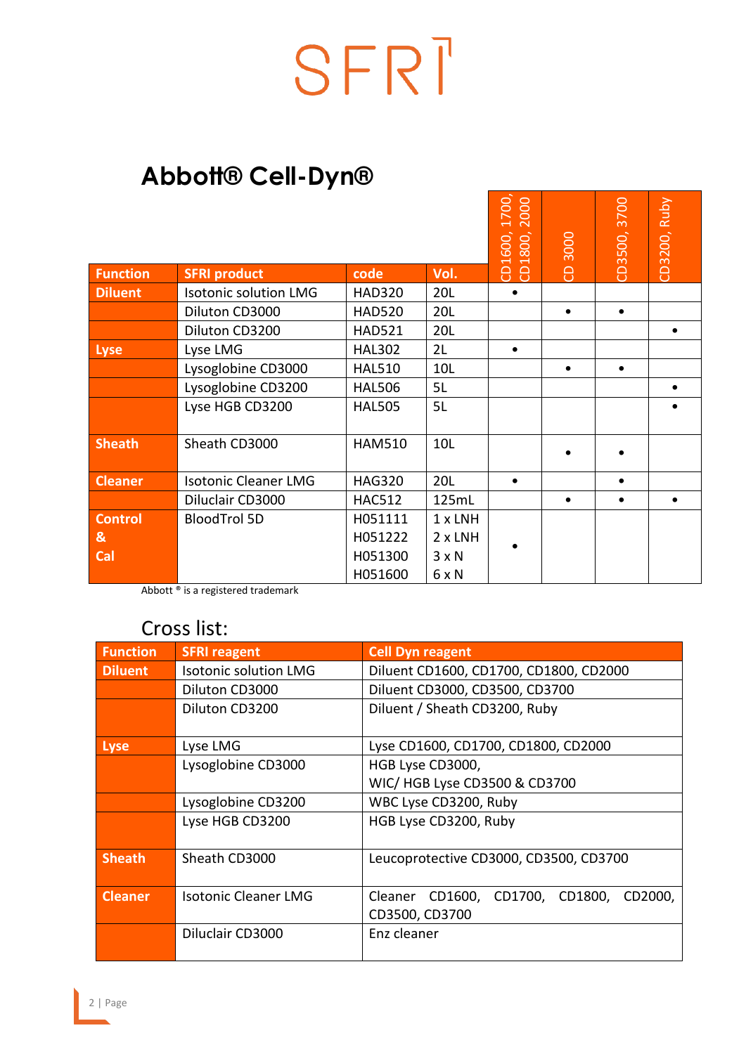SFRI

# Abbott® Cell-Dyn®

| Function | SFRI product | code | Vol. | CD1600, 1700, CD1800, 2000 | CD 3000 | CD3500, 3700 | CD3200, Ruby |
|---|---|---|---|---|---|---|---|
| Diluent | Isotonic solution LMG | HAD320 | 20L | • | | | |
| | Diluton CD3000 | HAD520 | 20L | | • | • | |
| | Diluton CD3200 | HAD521 | 20L | | | | • |
| Lyse | Lyse LMG | HAL302 | 2L | • | | | |
| | Lysoglobine CD3000 | HAL510 | 10L | | • | • | |
| | Lysoglobine CD3200 | HAL506 | 5L | | | | • |
| | Lyse HGB CD3200 | HAL505 | 5L | | | | • |
| Sheath | Sheath CD3000 | HAM510 | 10L | | • | • | |
| Cleaner | Isotonic Cleaner LMG | HAG320 | 20L | • | | • | |
| | Diluclair CD3000 | HAC512 | 125mL | | • | • | • |
| Control & Cal | BloodTrol 5D | H051111<br>H051222<br>H051300<br>H051600 | 1 x LNH<br>2 x LNH<br>3 x N<br>6 x N | • | | | |

Abbott ® is a registered trademark

## Cross list:

| Function | SFRI reagent | Cell Dyn reagent |
|---|---|---|
| Diluent | Isotonic solution LMG | Diluent CD1600, CD1700, CD1800, CD2000 |
| | Diluton CD3000 | Diluent CD3000, CD3500, CD3700 |
| | Diluton CD3200 | Diluent / Sheath CD3200, Ruby |
| Lyse | Lyse LMG | Lyse CD1600, CD1700, CD1800, CD2000 |
| | Lysoglobine CD3000 | HGB Lyse CD3000,<br>WIC/ HGB Lyse CD3500 & CD3700 |
| | Lysoglobine CD3200 | WBC Lyse CD3200, Ruby |
| | Lyse HGB CD3200 | HGB Lyse CD3200, Ruby |
| Sheath | Sheath CD3000 | Leucoprotective CD3000, CD3500, CD3700 |
| Cleaner | Isotonic Cleaner LMG | Cleaner CD1600, CD1700, CD1800, CD2000, CD3500, CD3700 |
| | Diluclair CD3000 | Enz cleaner |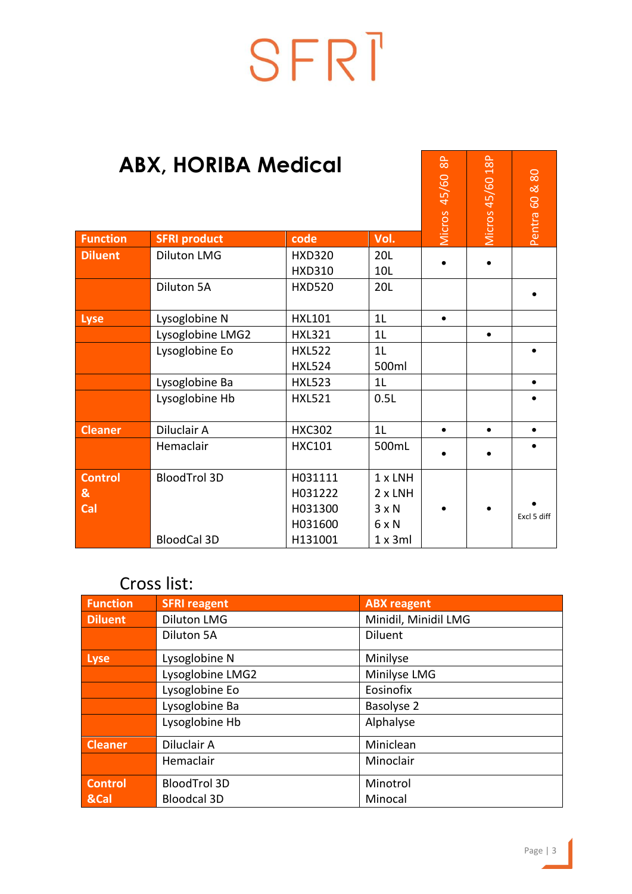SFRI

# ABX, HORIBA Medical

| Function | SFRI product | code | Vol. | Micros 45/60 8P | Micros 45/60 18P | Pentra 60 & 80 |
|---|---|---|---|---|---|---|
| Diluent | Diluton LMG | HXD320<br>HXD310 | 20L<br>10L | • | • | |
| | Diluton 5A | HXD520 | 20L | | | • |
| Lyse | Lysoglobine N | HXL101 | 1L | • | | |
| | Lysoglobine LMG2 | HXL321 | 1L | | • | |
| | Lysoglobine Eo | HXL522<br>HXL524 | 1L<br>500ml | | | • |
| | Lysoglobine Ba | HXL523 | 1L | | | • |
| | Lysoglobine Hb | HXL521 | 0.5L | | | • |
| Cleaner | Diluclair A | HXC302 | 1L | • | • | • |
| | Hemaclair | HXC101 | 500mL | • | • | • |
| Control & Cal | BloodTrol 3D<br><br><br><br>BloodCal 3D | H031111<br>H031222<br>H031300<br>H031600<br>H131001 | 1 x LNH<br>2 x LNH<br>3 x N<br>6 x N<br>1 x 3ml | • | • | •<br>Excl 5 diff |

## Cross list:

| Function | SFRI reagent | ABX reagent |
|---|---|---|
| Diluent | Diluton LMG | Minidil, Minidil LMG |
| | Diluton 5A | Diluent |
| Lyse | Lysoglobine N | Minilyse |
| | Lysoglobine LMG2 | Minilyse LMG |
| | Lysoglobine Eo | Eosinofix |
| | Lysoglobine Ba | Basolyse 2 |
| | Lysoglobine Hb | Alphalyse |
| Cleaner | Diluclair A | Miniclean |
| | Hemaclair | Minoclair |
| Control &Cal | BloodTrol 3D | Minotrol |
| | Bloodcal 3D | Minocal |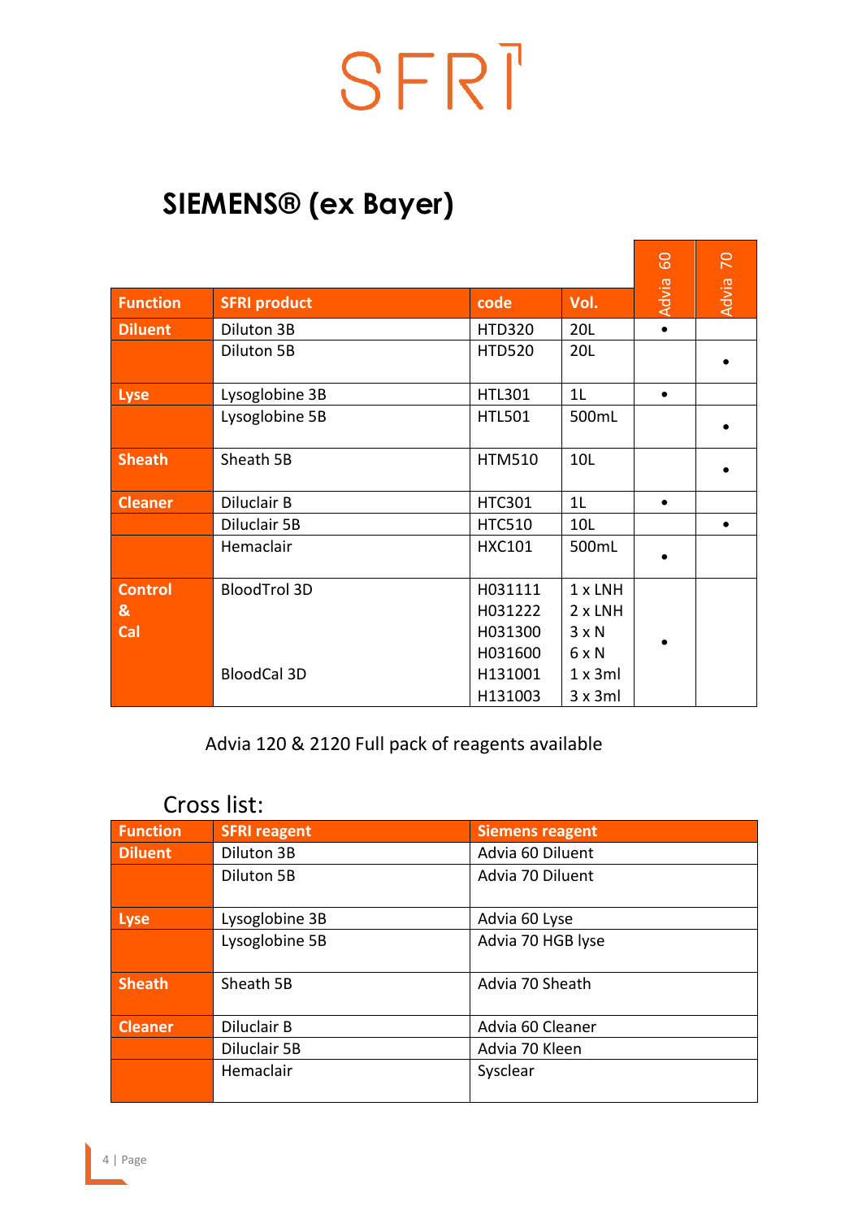SFRI

# SIEMENS® (ex Bayer)

| Function | SFRI product | code | Vol. | Advia 60 | Advia 70 |
|---|---|---|---|---|---|
| Diluent | Diluton 3B | HTD320 | 20L | • | |
| | Diluton 5B | HTD520 | 20L | | • |
| Lyse | Lysoglobine 3B | HTL301 | 1L | • | |
| | Lysoglobine 5B | HTL501 | 500mL | | • |
| Sheath | Sheath 5B | HTM510 | 10L | | • |
| Cleaner | Diluclair B | HTC301 | 1L | • | |
| | Diluclair 5B | HTC510 | 10L | | • |
| | Hemaclair | HXC101 | 500mL | • | |
| Control & Cal | BloodTrol 3D | H031111<br>H031222<br>H031300<br>H031600 | 1 x LNH<br>2 x LNH<br>3 x N<br>6 x N | • | |
| | BloodCal 3D | H131001<br>H131003 | 1 x 3ml<br>3 x 3ml | | |

Advia 120 & 2120 Full pack of reagents available

## Cross list:

| Function | SFRI reagent | Siemens reagent |
|---|---|---|
| Diluent | Diluton 3B | Advia 60 Diluent |
| | Diluton 5B | Advia 70 Diluent |
| Lyse | Lysoglobine 3B | Advia 60 Lyse |
| | Lysoglobine 5B | Advia 70 HGB lyse |
| Sheath | Sheath 5B | Advia 70 Sheath |
| Cleaner | Diluclair B | Advia 60 Cleaner |
| | Diluclair 5B | Advia 70 Kleen |
| | Hemaclair | Sysclear |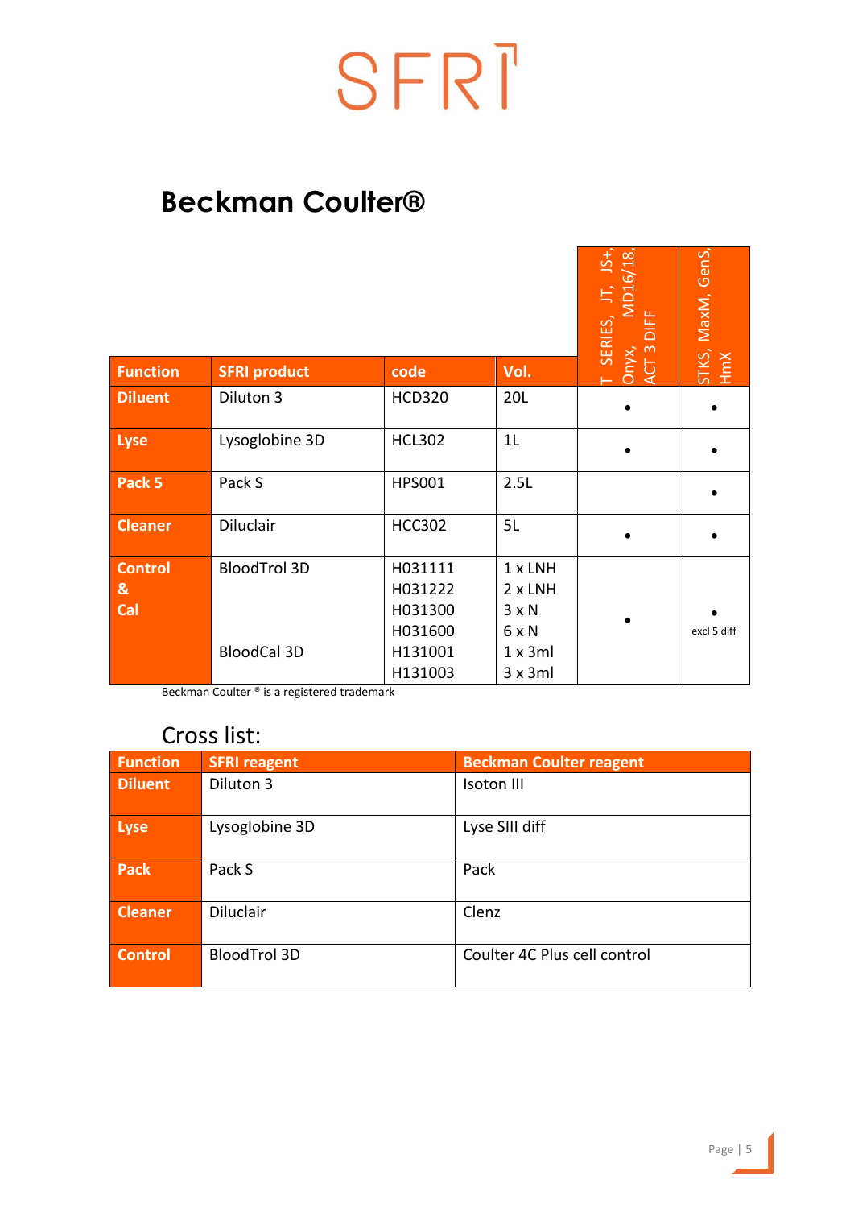SFRI

# Beckman Coulter®

| Function | SFRI product | code | Vol. | T SERIES, JT, JS+, Onyx, MD16/18, ACT 3 DIFF | STKS, MaxM, GenS, HmX |
|---|---|---|---|---|---|
| Diluent | Diluton 3 | HCD320 | 20L | • | • |
| Lyse | Lysoglobine 3D | HCL302 | 1L | • | • |
| Pack 5 | Pack S | HPS001 | 2.5L | | • |
| Cleaner | Diluclair | HCC302 | 5L | • | • |
| Control & Cal | BloodTrol 3D | H031111<br>H031222<br>H031300<br>H031600 | 1 x LNH<br>2 x LNH<br>3 x N<br>6 x N | • | • excl 5 diff |
| | BloodCal 3D | H131001<br>H131003 | 1 x 3ml<br>3 x 3ml | | |

Beckman Coulter ® is a registered trademark

## Cross list:

| Function | SFRI reagent | Beckman Coulter reagent |
|---|---|---|
| Diluent | Diluton 3 | Isoton III |
| Lyse | Lysoglobine 3D | Lyse SIII diff |
| Pack | Pack S | Pack |
| Cleaner | Diluclair | Clenz |
| Control | BloodTrol 3D | Coulter 4C Plus cell control |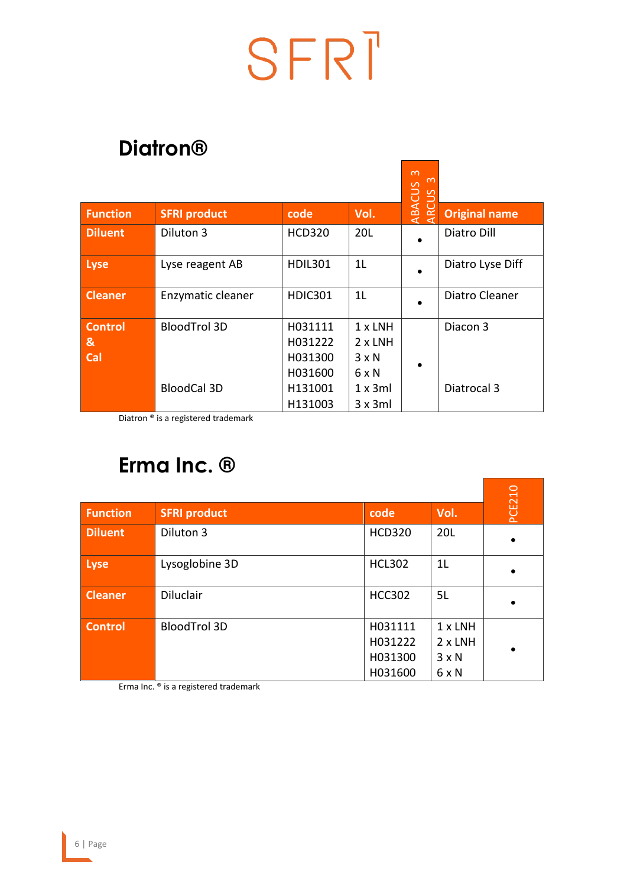SFRI

## Diatron®

| Function | SFRI product | code | Vol. | ABACUS 3 ARCUS 3 | Original name |
|---|---|---|---|---|---|
| Diluent | Diluton 3 | HCD320 | 20L | • | Diatro Dill |
| Lyse | Lyse reagent AB | HDIL301 | 1L | • | Diatro Lyse Diff |
| Cleaner | Enzymatic cleaner | HDIC301 | 1L | • | Diatro Cleaner |
| Control & Cal | BloodTrol 3D | H031111<br>H031222<br>H031300<br>H031600 | 1 x LNH<br>2 x LNH<br>3 x N<br>6 x N | • | Diacon 3 |
| | BloodCal 3D | H131001<br>H131003 | 1 x 3ml<br>3 x 3ml | | Diatrocal 3 |

Diatron ® is a registered trademark

## Erma Inc. ®

| Function | SFRI product | code | Vol. | PCE210 |
|---|---|---|---|---|
| Diluent | Diluton 3 | HCD320 | 20L | • |
| Lyse | Lysoglobine 3D | HCL302 | 1L | • |
| Cleaner | Diluclair | HCC302 | 5L | • |
| Control | BloodTrol 3D | H031111<br>H031222<br>H031300<br>H031600 | 1 x LNH<br>2 x LNH<br>3 x N<br>6 x N | • |

Erma Inc. ® is a registered trademark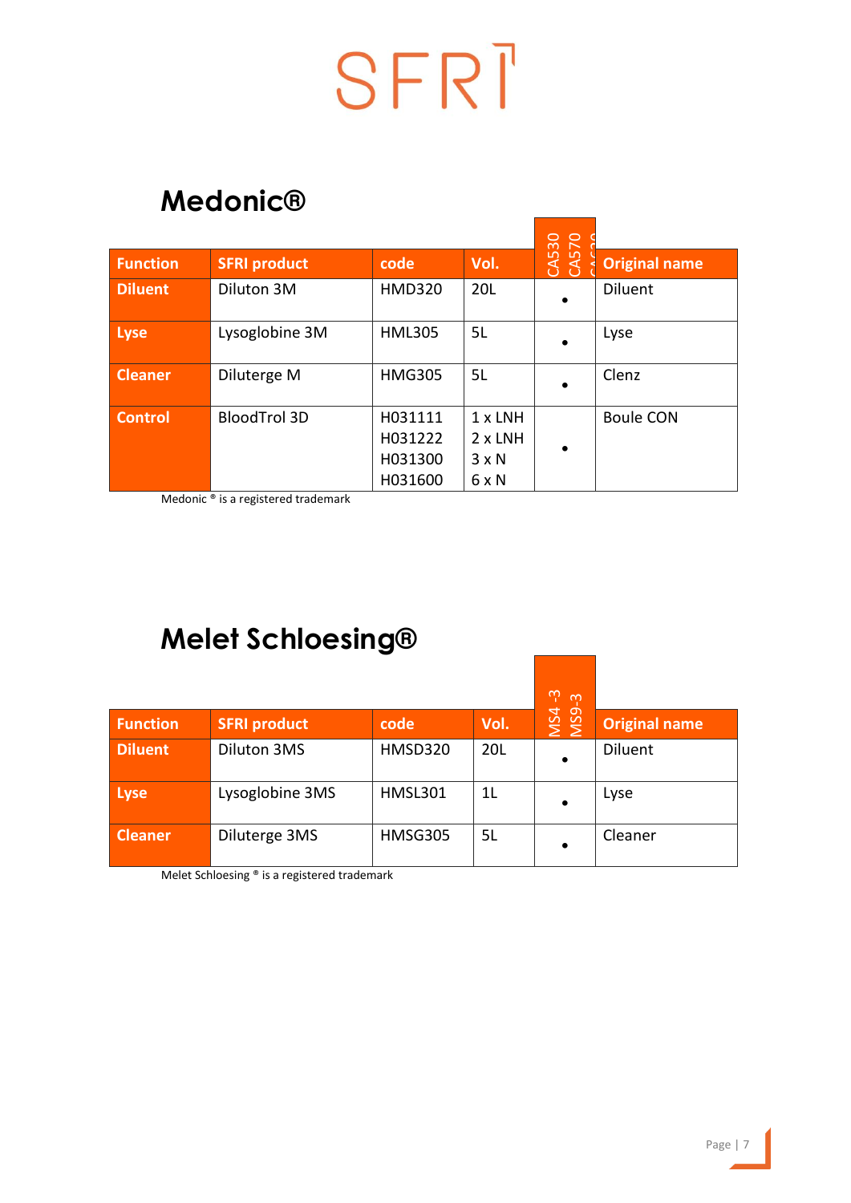SFRI

# Medonic®

| Function | SFRI product | code | Vol. | CA530 CA570 CA620 | Original name |
|---|---|---|---|---|---|
| Diluent | Diluton 3M | HMD320 | 20L | • | Diluent |
| Lyse | Lysoglobine 3M | HML305 | 5L | • | Lyse |
| Cleaner | Diluterge M | HMG305 | 5L | • | Clenz |
| Control | BloodTrol 3D | H031111<br>H031222<br>H031300<br>H031600 | 1 x LNH<br>2 x LNH<br>3 x N<br>6 x N | • | Boule CON |

Medonic ® is a registered trademark

# Melet Schloesing®

| Function | SFRI product | code | Vol. | MS4 -3 MS9-3 | Original name |
|---|---|---|---|---|---|
| Diluent | Diluton 3MS | HMSD320 | 20L | • | Diluent |
| Lyse | Lysoglobine 3MS | HMSL301 | 1L | • | Lyse |
| Cleaner | Diluterge 3MS | HMSG305 | 5L | • | Cleaner |

Melet Schloesing ® is a registered trademark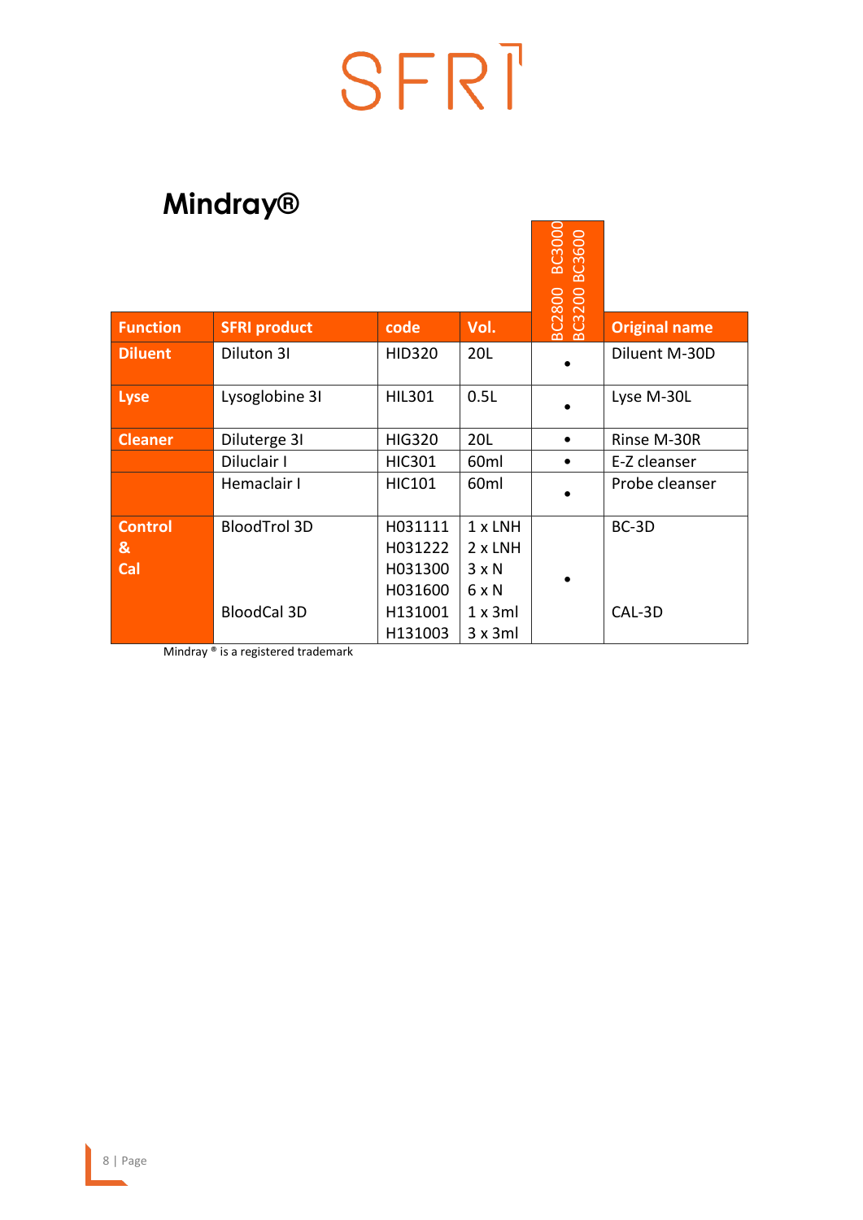SFRI

# Mindray®

| Function | SFRI product | code | Vol. | BC2800 BC3000 BC3200 BC3600 | Original name |
|---|---|---|---|---|---|
| Diluent | Diluton 3I | HID320 | 20L | • | Diluent M-30D |
| Lyse | Lysoglobine 3I | HIL301 | 0.5L | • | Lyse M-30L |
| Cleaner | Diluterge 3I | HIG320 | 20L | • | Rinse M-30R |
| | Diluclair I | HIC301 | 60ml | • | E-Z cleanser |
| | Hemaclair I | HIC101 | 60ml | • | Probe cleanser |
| Control & Cal | BloodTrol 3D | H031111<br>H031222<br>H031300<br>H031600 | 1 x LNH<br>2 x LNH<br>3 x N<br>6 x N | • | BC-3D |
| | BloodCal 3D | H131001<br>H131003 | 1 x 3ml<br>3 x 3ml | | CAL-3D |

Mindray ® is a registered trademark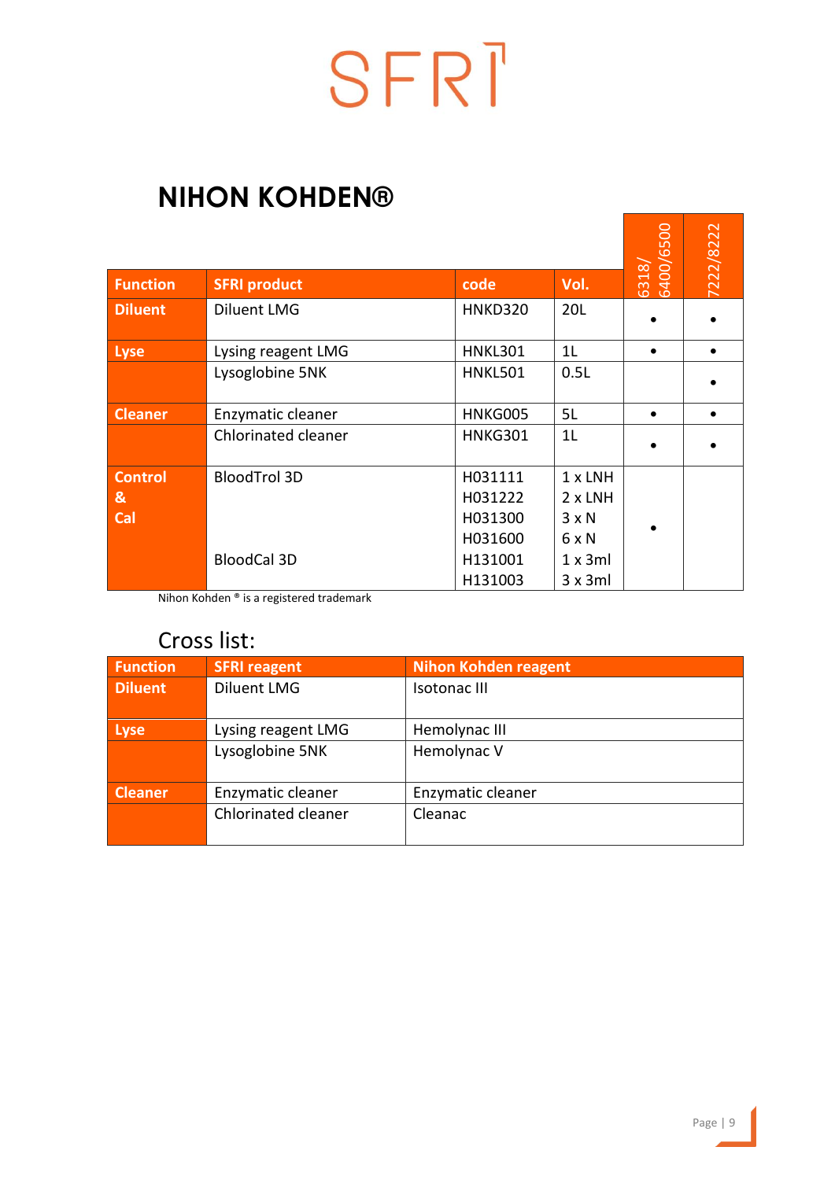SFRI

# NIHON KOHDEN®

| Function | SFRI product | code | Vol. | 6318/ 6400/6500 | 7222/8222 |
|---|---|---|---|---|---|
| Diluent | Diluent LMG | HNKD320 | 20L | • | • |
| Lyse | Lysing reagent LMG | HNKL301 | 1L | • | • |
| | Lysoglobine 5NK | HNKL501 | 0.5L | | • |
| Cleaner | Enzymatic cleaner | HNKG005 | 5L | • | • |
| | Chlorinated cleaner | HNKG301 | 1L | • | • |
| Control & Cal | BloodTrol 3D | H031111<br>H031222<br>H031300<br>H031600 | 1 x LNH<br>2 x LNH<br>3 x N<br>6 x N | • | |
| | BloodCal 3D | H131001<br>H131003 | 1 x 3ml<br>3 x 3ml | | |

Nihon Kohden ® is a registered trademark

## Cross list:

| Function | SFRI reagent | Nihon Kohden reagent |
|---|---|---|
| Diluent | Diluent LMG | Isotonac III |
| Lyse | Lysing reagent LMG | Hemolynac III |
| | Lysoglobine 5NK | Hemolynac V |
| Cleaner | Enzymatic cleaner | Enzymatic cleaner |
| | Chlorinated cleaner | Cleanac |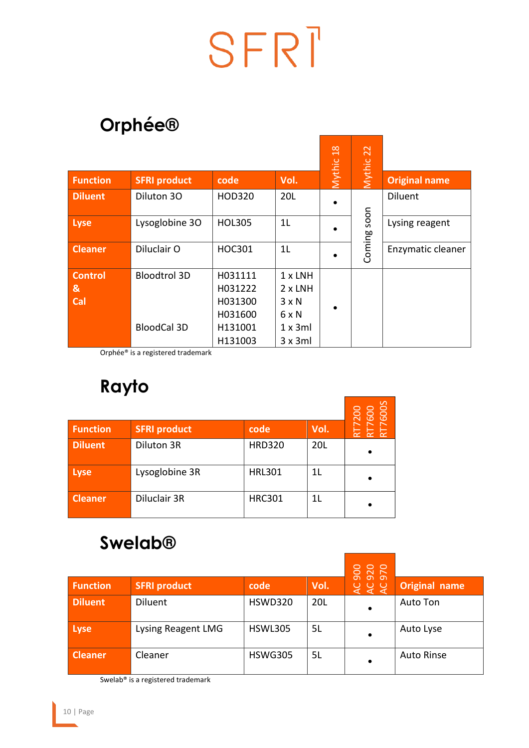# SFRI

## Orphée®

| Function | SFRI product | code | Vol. | Mythic 18 | Mythic 22 | Original name |
|---|---|---|---|---|---|---|
| Diluent | Diluton 3O | HOD320 | 20L | • | Coming soon | Diluent |
| Lyse | Lysoglobine 3O | HOL305 | 1L | • | | Lysing reagent |
| Cleaner | Diluclair O | HOC301 | 1L | • | | Enzymatic cleaner |
| Control & Cal | Bloodtrol 3D<br><br><br><br>BloodCal 3D | H031111<br>H031222<br>H031300<br>H031600<br>H131001<br>H131003 | 1 x LNH<br>2 x LNH<br>3 x N<br>6 x N<br>1 x 3ml<br>3 x 3ml | • | | |

Orphée® is a registered trademark

## Rayto

| Function | SFRI product | code | Vol. | RT7200 RT7600 RT7600S |
|---|---|---|---|---|
| Diluent | Diluton 3R | HRD320 | 20L | • |
| Lyse | Lysoglobine 3R | HRL301 | 1L | • |
| Cleaner | Diluclair 3R | HRC301 | 1L | • |

## Swelab®

| Function | SFRI product | code | Vol. | AC 900 AC 920 AC 970 | Original name |
|---|---|---|---|---|---|
| Diluent | Diluent | HSWD320 | 20L | • | Auto Ton |
| Lyse | Lysing Reagent LMG | HSWL305 | 5L | • | Auto Lyse |
| Cleaner | Cleaner | HSWG305 | 5L | • | Auto Rinse |

Swelab® is a registered trademark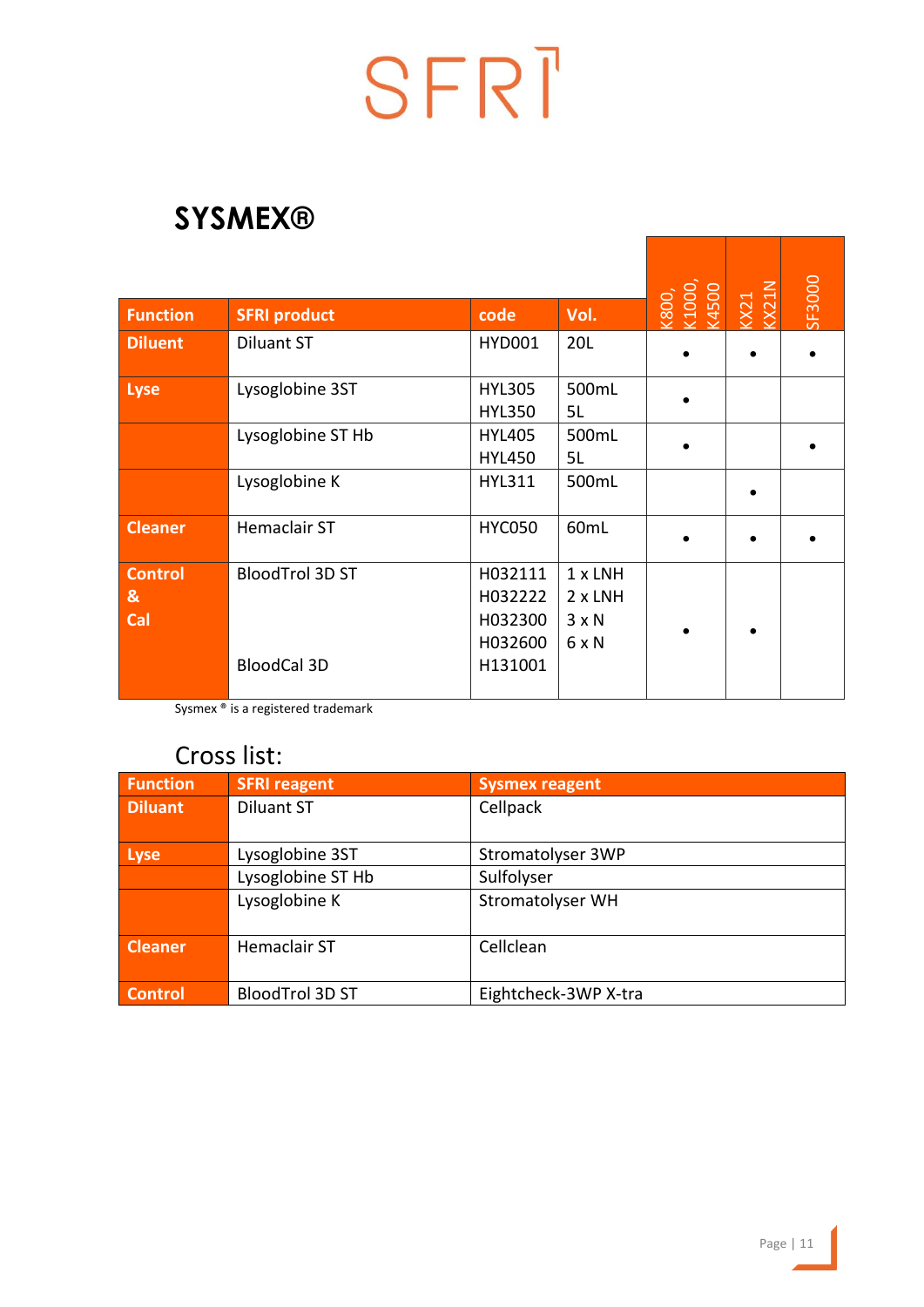# SFRI

## SYSMEX®

| Function | SFRI product | code | Vol. | K800, K1000, K4500 | KX21 KX21N | SF3000 |
|---|---|---|---|---|---|---|
| Diluent | Diluant ST | HYD001 | 20L | • | • | • |
| Lyse | Lysoglobine 3ST | HYL305<br>HYL350 | 500mL<br>5L | • | | |
| | Lysoglobine ST Hb | HYL405<br>HYL450 | 500mL<br>5L | • | | • |
| | Lysoglobine K | HYL311 | 500mL | | • | |
| Cleaner | Hemaclair ST | HYC050 | 60mL | • | • | • |
| Control & Cal | BloodTrol 3D ST<br><br>BloodCal 3D | H032111<br>H032222<br>H032300<br>H032600<br>H131001 | 1 x LNH<br>2 x LNH<br>3 x N<br>6 x N | • | • | |

Sysmex ® is a registered trademark

## Cross list:

| Function | SFRI reagent | Sysmex reagent |
|---|---|---|
| Diluant | Diluant ST | Cellpack |
| Lyse | Lysoglobine 3ST | Stromatolyser 3WP |
| | Lysoglobine ST Hb | Sulfolyser |
| | Lysoglobine K | Stromatolyser WH |
| Cleaner | Hemaclair ST | Cellclean |
| Control | BloodTrol 3D ST | Eightcheck-3WP X-tra |